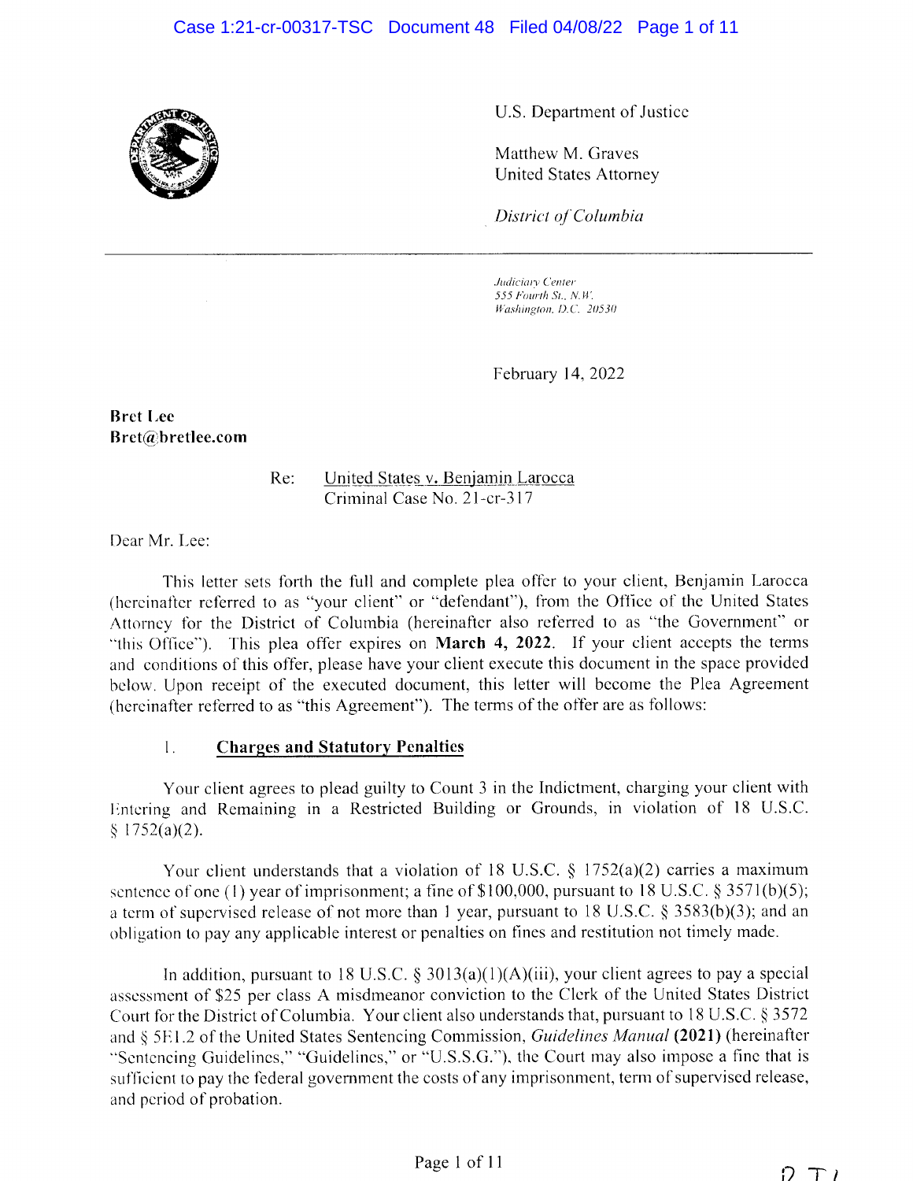U.S. Department of Justice

Matthew M. Graves
United States Attorney

*District of Columbia*

*Judiciary Center*
*555 Fourth St., N.W.*
*Washington, D.C. 20530*

February 14, 2022

**Bret Lee**
**Bret@bretlee.com**

Re: United States v. Benjamin Larocca
Criminal Case No. 21-cr-317

Dear Mr. Lee:

This letter sets forth the full and complete plea offer to your client, Benjamin Larocca (hereinafter referred to as "your client" or "defendant"), from the Office of the United States Attorney for the District of Columbia (hereinafter also referred to as "the Government" or "this Office"). This plea offer expires on **March 4, 2022**. If your client accepts the terms and conditions of this offer, please have your client execute this document in the space provided below. Upon receipt of the executed document, this letter will become the Plea Agreement (hereinafter referred to as "this Agreement"). The terms of the offer are as follows:

## 1. Charges and Statutory Penalties

Your client agrees to plead guilty to Count 3 in the Indictment, charging your client with Entering and Remaining in a Restricted Building or Grounds, in violation of 18 U.S.C. § 1752(a)(2).

Your client understands that a violation of 18 U.S.C. § 1752(a)(2) carries a maximum sentence of one (1) year of imprisonment; a fine of $100,000, pursuant to 18 U.S.C. § 3571(b)(5); a term of supervised release of not more than 1 year, pursuant to 18 U.S.C. § 3583(b)(3); and an obligation to pay any applicable interest or penalties on fines and restitution not timely made.

In addition, pursuant to 18 U.S.C. § 3013(a)(1)(A)(iii), your client agrees to pay a special assessment of $25 per class A misdemeanor conviction to the Clerk of the United States District Court for the District of Columbia. Your client also understands that, pursuant to 18 U.S.C. § 3572 and § 5E1.2 of the United States Sentencing Commission, *Guidelines Manual* **(2021)** (hereinafter "Sentencing Guidelines," "Guidelines," or "U.S.S.G."), the Court may also impose a fine that is sufficient to pay the federal government the costs of any imprisonment, term of supervised release, and period of probation.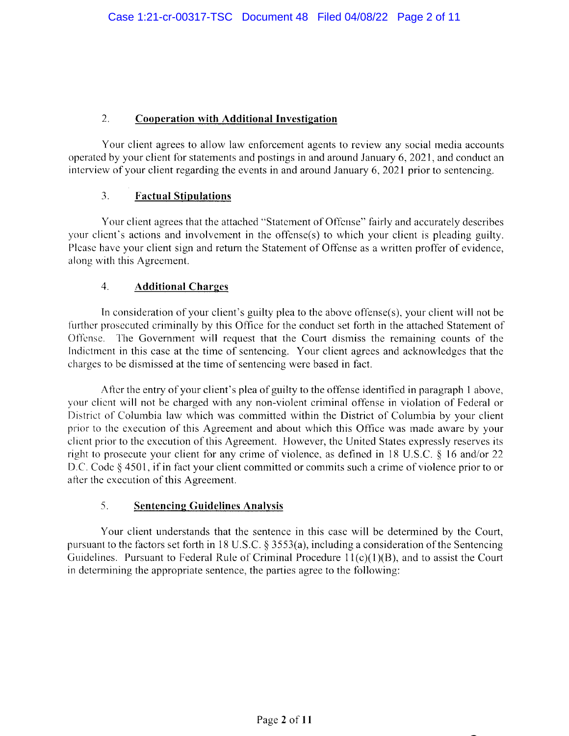## 2. **Cooperation with Additional Investigation**

Your client agrees to allow law enforcement agents to review any social media accounts operated by your client for statements and postings in and around January 6, 2021, and conduct an interview of your client regarding the events in and around January 6, 2021 prior to sentencing.

## 3. **Factual Stipulations**

Your client agrees that the attached "Statement of Offense" fairly and accurately describes your client's actions and involvement in the offense(s) to which your client is pleading guilty. Please have your client sign and return the Statement of Offense as a written proffer of evidence, along with this Agreement.

## 4. **Additional Charges**

In consideration of your client's guilty plea to the above offense(s), your client will not be further prosecuted criminally by this Office for the conduct set forth in the attached Statement of Offense. The Government will request that the Court dismiss the remaining counts of the Indictment in this case at the time of sentencing. Your client agrees and acknowledges that the charges to be dismissed at the time of sentencing were based in fact.

After the entry of your client's plea of guilty to the offense identified in paragraph 1 above, your client will not be charged with any non-violent criminal offense in violation of Federal or District of Columbia law which was committed within the District of Columbia by your client prior to the execution of this Agreement and about which this Office was made aware by your client prior to the execution of this Agreement. However, the United States expressly reserves its right to prosecute your client for any crime of violence, as defined in 18 U.S.C. § 16 and/or 22 D.C. Code § 4501, if in fact your client committed or commits such a crime of violence prior to or after the execution of this Agreement.

## 5. **Sentencing Guidelines Analysis**

Your client understands that the sentence in this case will be determined by the Court, pursuant to the factors set forth in 18 U.S.C. § 3553(a), including a consideration of the Sentencing Guidelines. Pursuant to Federal Rule of Criminal Procedure 11(c)(1)(B), and to assist the Court in determining the appropriate sentence, the parties agree to the following: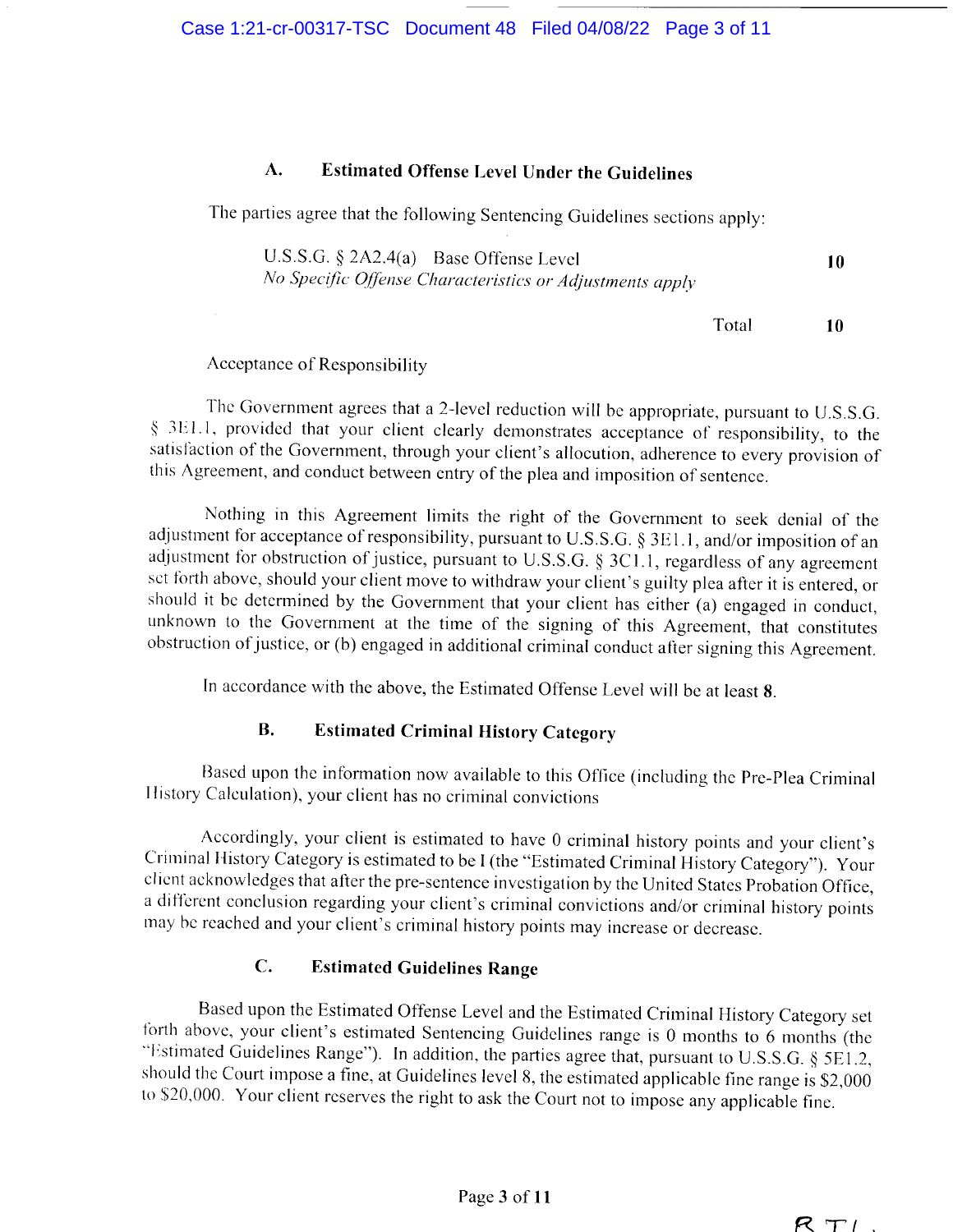### A. Estimated Offense Level Under the Guidelines

The parties agree that the following Sentencing Guidelines sections apply:

| | |
|---|---|
| U.S.S.G. § 2A2.4(a) Base Offense Level<br>*No Specific Offense Characteristics or Adjustments apply* | **10** |
| Total | **10** |

Acceptance of Responsibility

The Government agrees that a 2-level reduction will be appropriate, pursuant to U.S.S.G. § 3E1.1, provided that your client clearly demonstrates acceptance of responsibility, to the satisfaction of the Government, through your client's allocution, adherence to every provision of this Agreement, and conduct between entry of the plea and imposition of sentence.

Nothing in this Agreement limits the right of the Government to seek denial of the adjustment for acceptance of responsibility, pursuant to U.S.S.G. § 3E1.1, and/or imposition of an adjustment for obstruction of justice, pursuant to U.S.S.G. § 3C1.1, regardless of any agreement set forth above, should your client move to withdraw your client's guilty plea after it is entered, or should it be determined by the Government that your client has either (a) engaged in conduct, unknown to the Government at the time of the signing of this Agreement, that constitutes obstruction of justice, or (b) engaged in additional criminal conduct after signing this Agreement.

In accordance with the above, the Estimated Offense Level will be at least **8**.

### B. Estimated Criminal History Category

Based upon the information now available to this Office (including the Pre-Plea Criminal History Calculation), your client has no criminal convictions

Accordingly, your client is estimated to have 0 criminal history points and your client's Criminal History Category is estimated to be I (the "Estimated Criminal History Category"). Your client acknowledges that after the pre-sentence investigation by the United States Probation Office, a different conclusion regarding your client's criminal convictions and/or criminal history points may be reached and your client's criminal history points may increase or decrease.

### C. Estimated Guidelines Range

Based upon the Estimated Offense Level and the Estimated Criminal History Category set forth above, your client's estimated Sentencing Guidelines range is 0 months to 6 months (the "Estimated Guidelines Range"). In addition, the parties agree that, pursuant to U.S.S.G. § 5E1.2, should the Court impose a fine, at Guidelines level 8, the estimated applicable fine range is $2,000 to $20,000. Your client reserves the right to ask the Court not to impose any applicable fine.

RTL.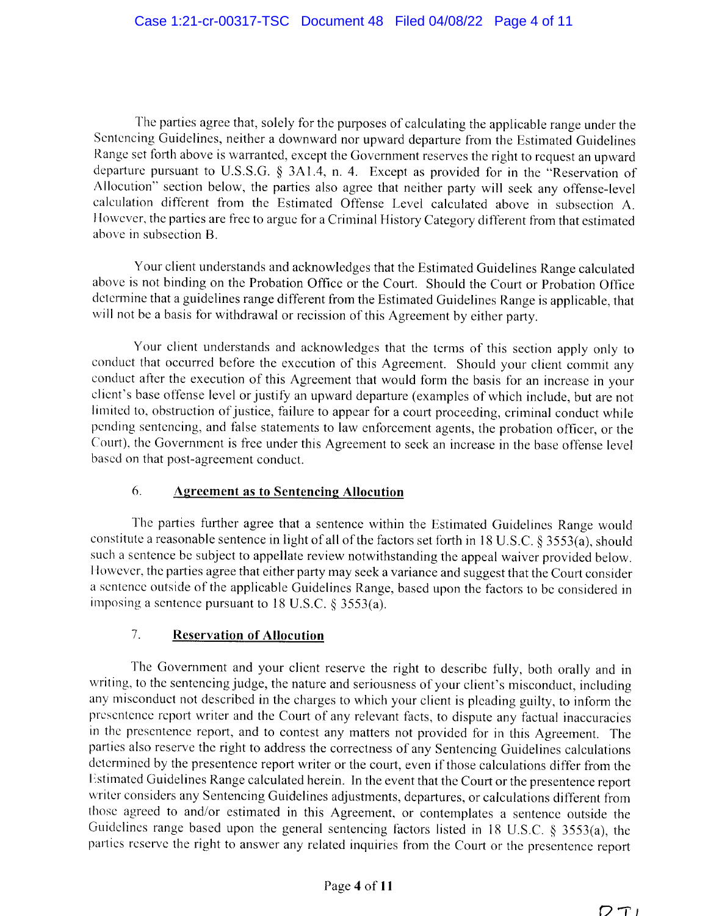The parties agree that, solely for the purposes of calculating the applicable range under the Sentencing Guidelines, neither a downward nor upward departure from the Estimated Guidelines Range set forth above is warranted, except the Government reserves the right to request an upward departure pursuant to U.S.S.G. § 3A1.4, n. 4. Except as provided for in the "Reservation of Allocution" section below, the parties also agree that neither party will seek any offense-level calculation different from the Estimated Offense Level calculated above in subsection A. However, the parties are free to argue for a Criminal History Category different from that estimated above in subsection B.

Your client understands and acknowledges that the Estimated Guidelines Range calculated above is not binding on the Probation Office or the Court. Should the Court or Probation Office determine that a guidelines range different from the Estimated Guidelines Range is applicable, that will not be a basis for withdrawal or recission of this Agreement by either party.

Your client understands and acknowledges that the terms of this section apply only to conduct that occurred before the execution of this Agreement. Should your client commit any conduct after the execution of this Agreement that would form the basis for an increase in your client's base offense level or justify an upward departure (examples of which include, but are not limited to, obstruction of justice, failure to appear for a court proceeding, criminal conduct while pending sentencing, and false statements to law enforcement agents, the probation officer, or the Court), the Government is free under this Agreement to seek an increase in the base offense level based on that post-agreement conduct.

## 6. Agreement as to Sentencing Allocution

The parties further agree that a sentence within the Estimated Guidelines Range would constitute a reasonable sentence in light of all of the factors set forth in 18 U.S.C. § 3553(a), should such a sentence be subject to appellate review notwithstanding the appeal waiver provided below. However, the parties agree that either party may seek a variance and suggest that the Court consider a sentence outside of the applicable Guidelines Range, based upon the factors to be considered in imposing a sentence pursuant to 18 U.S.C. § 3553(a).

## 7. Reservation of Allocution

The Government and your client reserve the right to describe fully, both orally and in writing, to the sentencing judge, the nature and seriousness of your client's misconduct, including any misconduct not described in the charges to which your client is pleading guilty, to inform the presentence report writer and the Court of any relevant facts, to dispute any factual inaccuracies in the presentence report, and to contest any matters not provided for in this Agreement. The parties also reserve the right to address the correctness of any Sentencing Guidelines calculations determined by the presentence report writer or the court, even if those calculations differ from the Estimated Guidelines Range calculated herein. In the event that the Court or the presentence report writer considers any Sentencing Guidelines adjustments, departures, or calculations different from those agreed to and/or estimated in this Agreement, or contemplates a sentence outside the Guidelines range based upon the general sentencing factors listed in 18 U.S.C. § 3553(a), the parties reserve the right to answer any related inquiries from the Court or the presentence report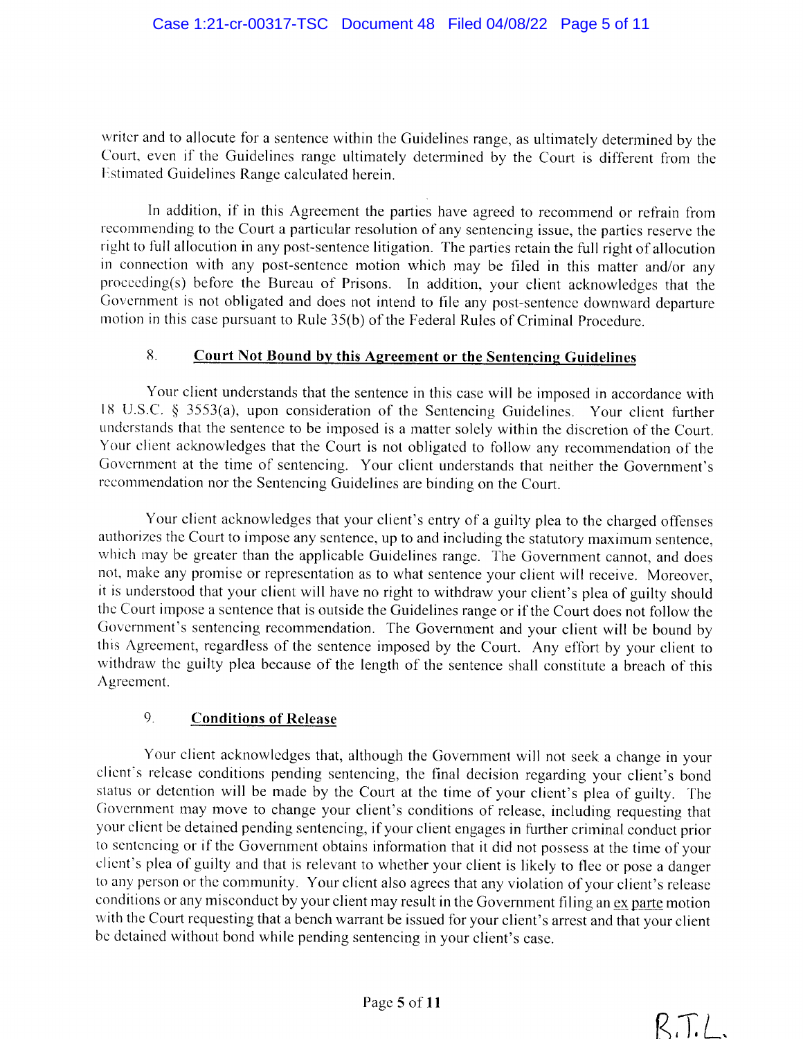writer and to allocute for a sentence within the Guidelines range, as ultimately determined by the Court, even if the Guidelines range ultimately determined by the Court is different from the Estimated Guidelines Range calculated herein.

In addition, if in this Agreement the parties have agreed to recommend or refrain from recommending to the Court a particular resolution of any sentencing issue, the parties reserve the right to full allocution in any post-sentence litigation. The parties retain the full right of allocution in connection with any post-sentence motion which may be filed in this matter and/or any proceeding(s) before the Bureau of Prisons. In addition, your client acknowledges that the Government is not obligated and does not intend to file any post-sentence downward departure motion in this case pursuant to Rule 35(b) of the Federal Rules of Criminal Procedure.

## 8. <u>Court Not Bound by this Agreement or the Sentencing Guidelines</u>

Your client understands that the sentence in this case will be imposed in accordance with 18 U.S.C. § 3553(a), upon consideration of the Sentencing Guidelines. Your client further understands that the sentence to be imposed is a matter solely within the discretion of the Court. Your client acknowledges that the Court is not obligated to follow any recommendation of the Government at the time of sentencing. Your client understands that neither the Government's recommendation nor the Sentencing Guidelines are binding on the Court.

Your client acknowledges that your client's entry of a guilty plea to the charged offenses authorizes the Court to impose any sentence, up to and including the statutory maximum sentence, which may be greater than the applicable Guidelines range. The Government cannot, and does not, make any promise or representation as to what sentence your client will receive. Moreover, it is understood that your client will have no right to withdraw your client's plea of guilty should the Court impose a sentence that is outside the Guidelines range or if the Court does not follow the Government's sentencing recommendation. The Government and your client will be bound by this Agreement, regardless of the sentence imposed by the Court. Any effort by your client to withdraw the guilty plea because of the length of the sentence shall constitute a breach of this Agreement.

## 9. <u>Conditions of Release</u>

Your client acknowledges that, although the Government will not seek a change in your client's release conditions pending sentencing, the final decision regarding your client's bond status or detention will be made by the Court at the time of your client's plea of guilty. The Government may move to change your client's conditions of release, including requesting that your client be detained pending sentencing, if your client engages in further criminal conduct prior to sentencing or if the Government obtains information that it did not possess at the time of your client's plea of guilty and that is relevant to whether your client is likely to flee or pose a danger to any person or the community. Your client also agrees that any violation of your client's release conditions or any misconduct by your client may result in the Government filing an <u>ex parte</u> motion with the Court requesting that a bench warrant be issued for your client's arrest and that your client be detained without bond while pending sentencing in your client's case.

R.T.L.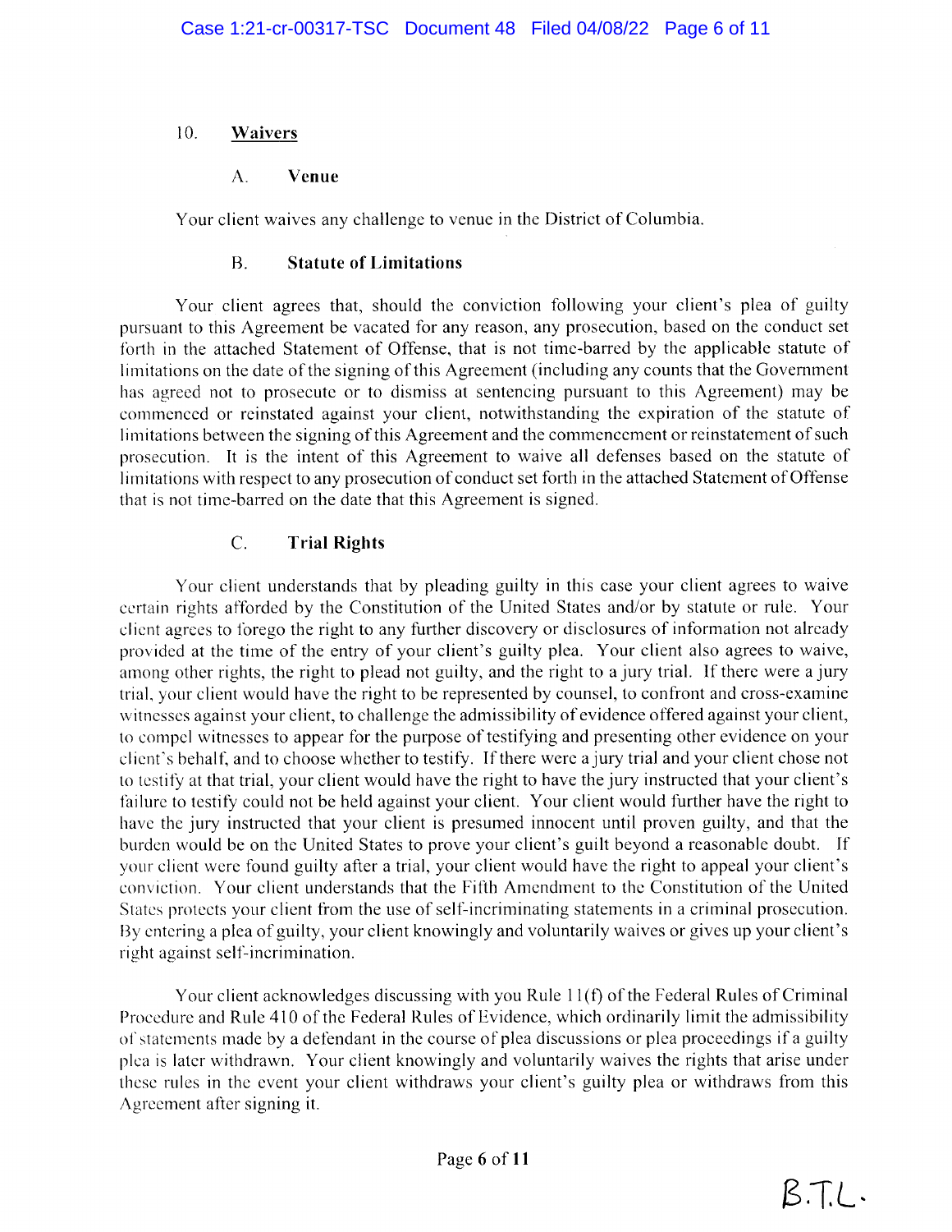## 10. Waivers

### A. Venue

Your client waives any challenge to venue in the District of Columbia.

### B. Statute of Limitations

Your client agrees that, should the conviction following your client's plea of guilty pursuant to this Agreement be vacated for any reason, any prosecution, based on the conduct set forth in the attached Statement of Offense, that is not time-barred by the applicable statute of limitations on the date of the signing of this Agreement (including any counts that the Government has agreed not to prosecute or to dismiss at sentencing pursuant to this Agreement) may be commenced or reinstated against your client, notwithstanding the expiration of the statute of limitations between the signing of this Agreement and the commencement or reinstatement of such prosecution. It is the intent of this Agreement to waive all defenses based on the statute of limitations with respect to any prosecution of conduct set forth in the attached Statement of Offense that is not time-barred on the date that this Agreement is signed.

### C. Trial Rights

Your client understands that by pleading guilty in this case your client agrees to waive certain rights afforded by the Constitution of the United States and/or by statute or rule. Your client agrees to forego the right to any further discovery or disclosures of information not already provided at the time of the entry of your client's guilty plea. Your client also agrees to waive, among other rights, the right to plead not guilty, and the right to a jury trial. If there were a jury trial, your client would have the right to be represented by counsel, to confront and cross-examine witnesses against your client, to challenge the admissibility of evidence offered against your client, to compel witnesses to appear for the purpose of testifying and presenting other evidence on your client's behalf, and to choose whether to testify. If there were a jury trial and your client chose not to testify at that trial, your client would have the right to have the jury instructed that your client's failure to testify could not be held against your client. Your client would further have the right to have the jury instructed that your client is presumed innocent until proven guilty, and that the burden would be on the United States to prove your client's guilt beyond a reasonable doubt. If your client were found guilty after a trial, your client would have the right to appeal your client's conviction. Your client understands that the Fifth Amendment to the Constitution of the United States protects your client from the use of self-incriminating statements in a criminal prosecution. By entering a plea of guilty, your client knowingly and voluntarily waives or gives up your client's right against self-incrimination.

Your client acknowledges discussing with you Rule 11(f) of the Federal Rules of Criminal Procedure and Rule 410 of the Federal Rules of Evidence, which ordinarily limit the admissibility of statements made by a defendant in the course of plea discussions or plea proceedings if a guilty plea is later withdrawn. Your client knowingly and voluntarily waives the rights that arise under these rules in the event your client withdraws your client's guilty plea or withdraws from this Agreement after signing it.

B.T.L.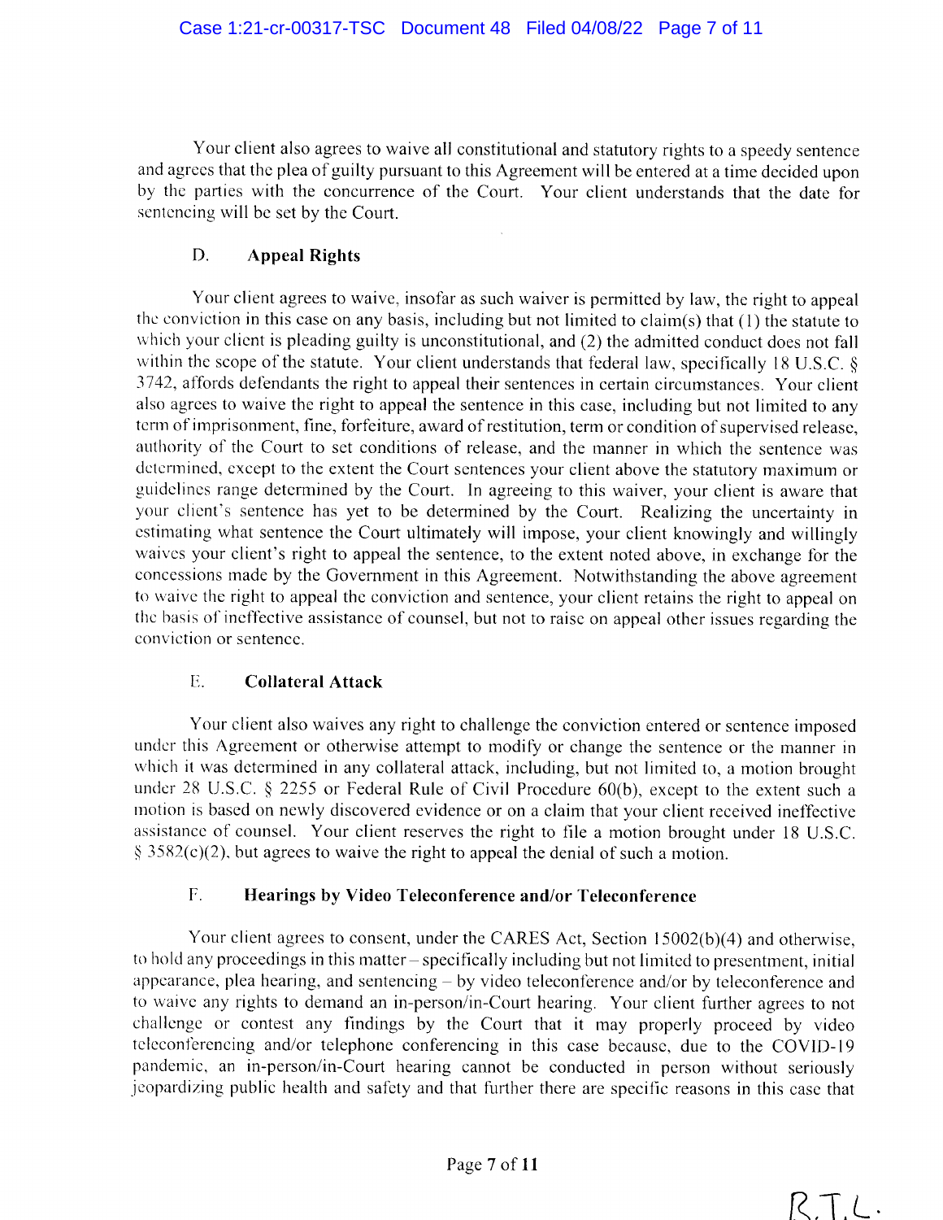Your client also agrees to waive all constitutional and statutory rights to a speedy sentence and agrees that the plea of guilty pursuant to this Agreement will be entered at a time decided upon by the parties with the concurrence of the Court. Your client understands that the date for sentencing will be set by the Court.

### D. Appeal Rights

Your client agrees to waive, insofar as such waiver is permitted by law, the right to appeal the conviction in this case on any basis, including but not limited to claim(s) that (1) the statute to which your client is pleading guilty is unconstitutional, and (2) the admitted conduct does not fall within the scope of the statute. Your client understands that federal law, specifically 18 U.S.C. § 3742, affords defendants the right to appeal their sentences in certain circumstances. Your client also agrees to waive the right to appeal the sentence in this case, including but not limited to any term of imprisonment, fine, forfeiture, award of restitution, term or condition of supervised release, authority of the Court to set conditions of release, and the manner in which the sentence was determined, except to the extent the Court sentences your client above the statutory maximum or guidelines range determined by the Court. In agreeing to this waiver, your client is aware that your client's sentence has yet to be determined by the Court. Realizing the uncertainty in estimating what sentence the Court ultimately will impose, your client knowingly and willingly waives your client's right to appeal the sentence, to the extent noted above, in exchange for the concessions made by the Government in this Agreement. Notwithstanding the above agreement to waive the right to appeal the conviction and sentence, your client retains the right to appeal on the basis of ineffective assistance of counsel, but not to raise on appeal other issues regarding the conviction or sentence.

### E. Collateral Attack

Your client also waives any right to challenge the conviction entered or sentence imposed under this Agreement or otherwise attempt to modify or change the sentence or the manner in which it was determined in any collateral attack, including, but not limited to, a motion brought under 28 U.S.C. § 2255 or Federal Rule of Civil Procedure 60(b), except to the extent such a motion is based on newly discovered evidence or on a claim that your client received ineffective assistance of counsel. Your client reserves the right to file a motion brought under 18 U.S.C. § 3582(c)(2), but agrees to waive the right to appeal the denial of such a motion.

### F. Hearings by Video Teleconference and/or Teleconference

Your client agrees to consent, under the CARES Act, Section 15002(b)(4) and otherwise, to hold any proceedings in this matter – specifically including but not limited to presentment, initial appearance, plea hearing, and sentencing – by video teleconference and/or by teleconference and to waive any rights to demand an in-person/in-Court hearing. Your client further agrees to not challenge or contest any findings by the Court that it may properly proceed by video teleconferencing and/or telephone conferencing in this case because, due to the COVID-19 pandemic, an in-person/in-Court hearing cannot be conducted in person without seriously jeopardizing public health and safety and that further there are specific reasons in this case that

R.T.L.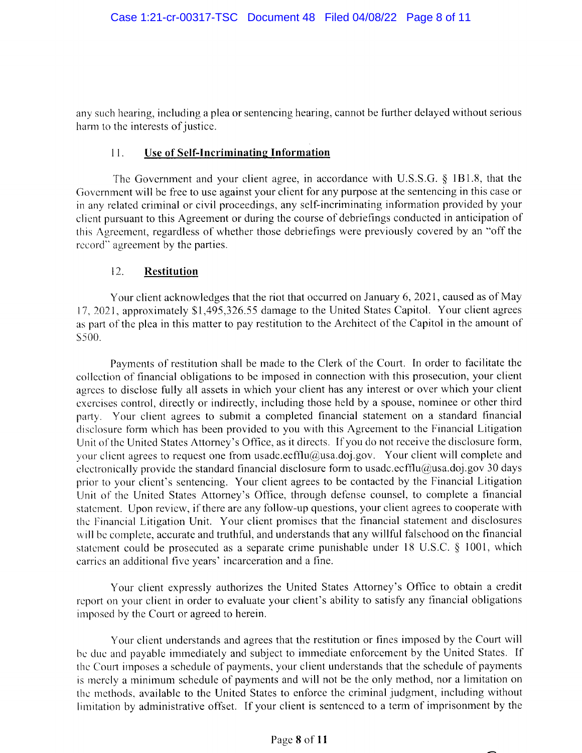any such hearing, including a plea or sentencing hearing, cannot be further delayed without serious harm to the interests of justice.

### 11. **Use of Self-Incriminating Information**

The Government and your client agree, in accordance with U.S.S.G. § 1B1.8, that the Government will be free to use against your client for any purpose at the sentencing in this case or in any related criminal or civil proceedings, any self-incriminating information provided by your client pursuant to this Agreement or during the course of debriefings conducted in anticipation of this Agreement, regardless of whether those debriefings were previously covered by an "off the record" agreement by the parties.

### 12. **Restitution**

Your client acknowledges that the riot that occurred on January 6, 2021, caused as of May 17, 2021, approximately $1,495,326.55 damage to the United States Capitol. Your client agrees as part of the plea in this matter to pay restitution to the Architect of the Capitol in the amount of $500.

Payments of restitution shall be made to the Clerk of the Court. In order to facilitate the collection of financial obligations to be imposed in connection with this prosecution, your client agrees to disclose fully all assets in which your client has any interest or over which your client exercises control, directly or indirectly, including those held by a spouse, nominee or other third party. Your client agrees to submit a completed financial statement on a standard financial disclosure form which has been provided to you with this Agreement to the Financial Litigation Unit of the United States Attorney's Office, as it directs. If you do not receive the disclosure form, your client agrees to request one from usadc.ecfflu@usa.doj.gov. Your client will complete and electronically provide the standard financial disclosure form to usadc.ecfflu@usa.doj.gov 30 days prior to your client's sentencing. Your client agrees to be contacted by the Financial Litigation Unit of the United States Attorney's Office, through defense counsel, to complete a financial statement. Upon review, if there are any follow-up questions, your client agrees to cooperate with the Financial Litigation Unit. Your client promises that the financial statement and disclosures will be complete, accurate and truthful, and understands that any willful falsehood on the financial statement could be prosecuted as a separate crime punishable under 18 U.S.C. § 1001, which carries an additional five years' incarceration and a fine.

Your client expressly authorizes the United States Attorney's Office to obtain a credit report on your client in order to evaluate your client's ability to satisfy any financial obligations imposed by the Court or agreed to herein.

Your client understands and agrees that the restitution or fines imposed by the Court will be due and payable immediately and subject to immediate enforcement by the United States. If the Court imposes a schedule of payments, your client understands that the schedule of payments is merely a minimum schedule of payments and will not be the only method, nor a limitation on the methods, available to the United States to enforce the criminal judgment, including without limitation by administrative offset. If your client is sentenced to a term of imprisonment by the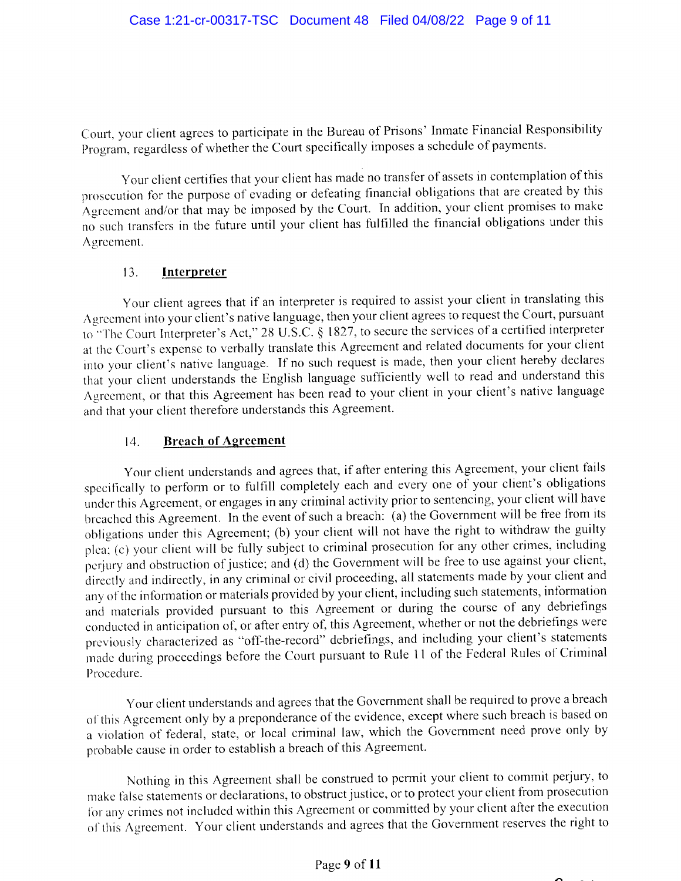Court, your client agrees to participate in the Bureau of Prisons' Inmate Financial Responsibility Program, regardless of whether the Court specifically imposes a schedule of payments.

Your client certifies that your client has made no transfer of assets in contemplation of this prosecution for the purpose of evading or defeating financial obligations that are created by this Agreement and/or that may be imposed by the Court. In addition, your client promises to make no such transfers in the future until your client has fulfilled the financial obligations under this Agreement.

## 13. **Interpreter**

Your client agrees that if an interpreter is required to assist your client in translating this Agreement into your client's native language, then your client agrees to request the Court, pursuant to "The Court Interpreter's Act," 28 U.S.C. § 1827, to secure the services of a certified interpreter at the Court's expense to verbally translate this Agreement and related documents for your client into your client's native language. If no such request is made, then your client hereby declares that your client understands the English language sufficiently well to read and understand this Agreement, or that this Agreement has been read to your client in your client's native language and that your client therefore understands this Agreement.

## 14. **Breach of Agreement**

Your client understands and agrees that, if after entering this Agreement, your client fails specifically to perform or to fulfill completely each and every one of your client's obligations under this Agreement, or engages in any criminal activity prior to sentencing, your client will have breached this Agreement. In the event of such a breach: (a) the Government will be free from its obligations under this Agreement; (b) your client will not have the right to withdraw the guilty plea; (c) your client will be fully subject to criminal prosecution for any other crimes, including perjury and obstruction of justice; and (d) the Government will be free to use against your client, directly and indirectly, in any criminal or civil proceeding, all statements made by your client and any of the information or materials provided by your client, including such statements, information and materials provided pursuant to this Agreement or during the course of any debriefings conducted in anticipation of, or after entry of, this Agreement, whether or not the debriefings were previously characterized as "off-the-record" debriefings, and including your client's statements made during proceedings before the Court pursuant to Rule 11 of the Federal Rules of Criminal Procedure.

Your client understands and agrees that the Government shall be required to prove a breach of this Agreement only by a preponderance of the evidence, except where such breach is based on a violation of federal, state, or local criminal law, which the Government need prove only by probable cause in order to establish a breach of this Agreement.

Nothing in this Agreement shall be construed to permit your client to commit perjury, to make false statements or declarations, to obstruct justice, or to protect your client from prosecution for any crimes not included within this Agreement or committed by your client after the execution of this Agreement. Your client understands and agrees that the Government reserves the right to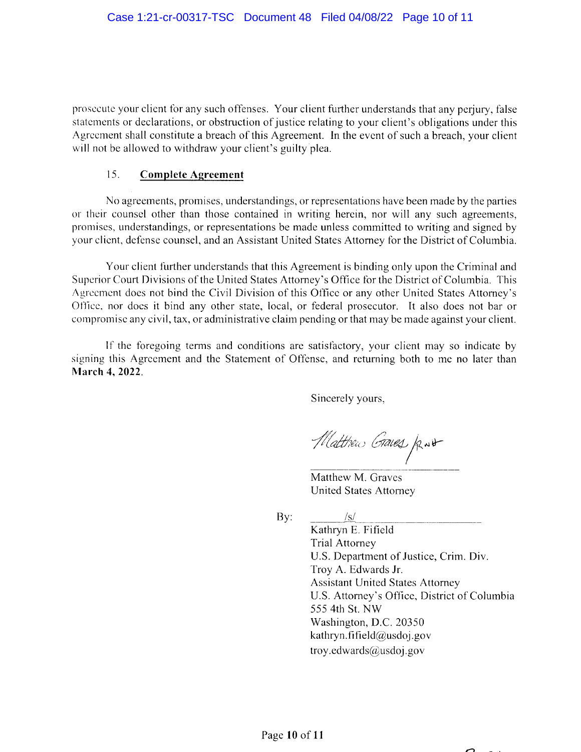prosecute your client for any such offenses. Your client further understands that any perjury, false statements or declarations, or obstruction of justice relating to your client's obligations under this Agreement shall constitute a breach of this Agreement. In the event of such a breach, your client will not be allowed to withdraw your client's guilty plea.

### 15. **Complete Agreement**

No agreements, promises, understandings, or representations have been made by the parties or their counsel other than those contained in writing herein, nor will any such agreements, promises, understandings, or representations be made unless committed to writing and signed by your client, defense counsel, and an Assistant United States Attorney for the District of Columbia.

Your client further understands that this Agreement is binding only upon the Criminal and Superior Court Divisions of the United States Attorney's Office for the District of Columbia. This Agreement does not bind the Civil Division of this Office or any other United States Attorney's Office, nor does it bind any other state, local, or federal prosecutor. It also does not bar or compromise any civil, tax, or administrative claim pending or that may be made against your client.

If the foregoing terms and conditions are satisfactory, your client may so indicate by signing this Agreement and the Statement of Offense, and returning both to me no later than **March 4, 2022**.

Sincerely yours,

Matthew Graves /RWH

Matthew M. Graves
United States Attorney

By: /s/
Kathryn E. Fifield
Trial Attorney
U.S. Department of Justice, Crim. Div.
Troy A. Edwards Jr.
Assistant United States Attorney
U.S. Attorney's Office, District of Columbia
555 4th St. NW
Washington, D.C. 20350
kathryn.fifield@usdoj.gov
troy.edwards@usdoj.gov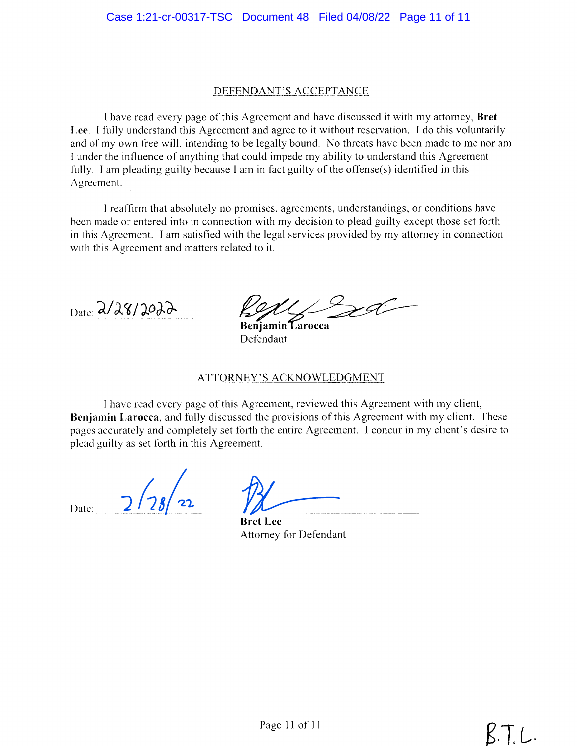## DEFENDANT'S ACCEPTANCE

I have read every page of this Agreement and have discussed it with my attorney, **Bret Lee**. I fully understand this Agreement and agree to it without reservation. I do this voluntarily and of my own free will, intending to be legally bound. No threats have been made to me nor am I under the influence of anything that could impede my ability to understand this Agreement fully. I am pleading guilty because I am in fact guilty of the offense(s) identified in this Agreement.

I reaffirm that absolutely no promises, agreements, understandings, or conditions have been made or entered into in connection with my decision to plead guilty except those set forth in this Agreement. I am satisfied with the legal services provided by my attorney in connection with this Agreement and matters related to it.

Date: 2/28/2022

**Benjamin Larocca**
Defendant

## ATTORNEY'S ACKNOWLEDGMENT

I have read every page of this Agreement, reviewed this Agreement with my client, **Benjamin Larocca**, and fully discussed the provisions of this Agreement with my client. These pages accurately and completely set forth the entire Agreement. I concur in my client's desire to plead guilty as set forth in this Agreement.

Date: 2/28/22

**Bret Lee**
Attorney for Defendant

B.T.L.